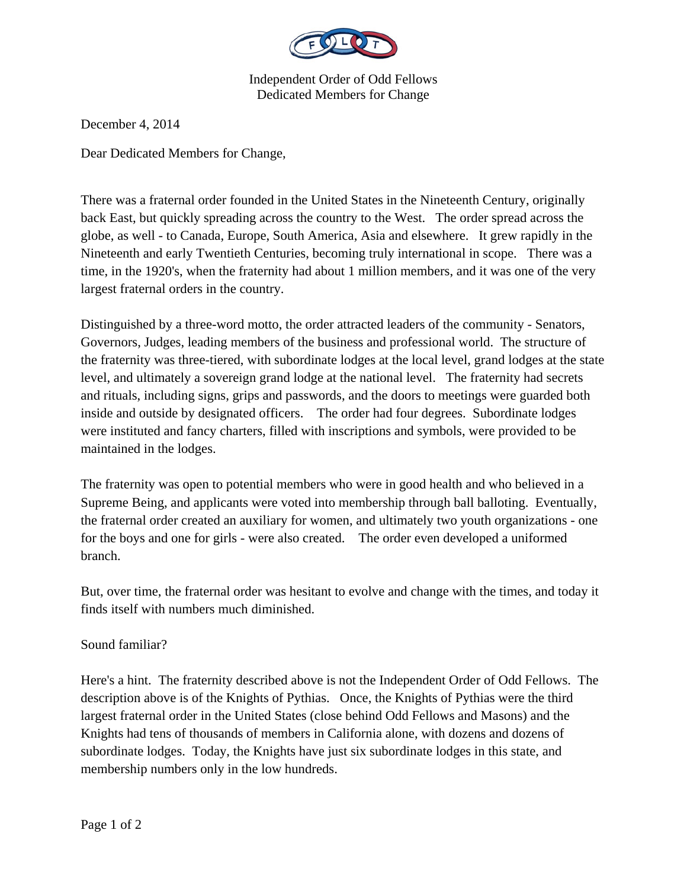Independent Order of Odd Fellows
Dedicated Members for Change

December 4, 2014

Dear Dedicated Members for Change,

There was a fraternal order founded in the United States in the Nineteenth Century, originally back East, but quickly spreading across the country to the West. The order spread across the globe, as well - to Canada, Europe, South America, Asia and elsewhere. It grew rapidly in the Nineteenth and early Twentieth Centuries, becoming truly international in scope. There was a time, in the 1920's, when the fraternity had about 1 million members, and it was one of the very largest fraternal orders in the country.

Distinguished by a three-word motto, the order attracted leaders of the community - Senators, Governors, Judges, leading members of the business and professional world. The structure of the fraternity was three-tiered, with subordinate lodges at the local level, grand lodges at the state level, and ultimately a sovereign grand lodge at the national level. The fraternity had secrets and rituals, including signs, grips and passwords, and the doors to meetings were guarded both inside and outside by designated officers. The order had four degrees. Subordinate lodges were instituted and fancy charters, filled with inscriptions and symbols, were provided to be maintained in the lodges.

The fraternity was open to potential members who were in good health and who believed in a Supreme Being, and applicants were voted into membership through ball balloting. Eventually, the fraternal order created an auxiliary for women, and ultimately two youth organizations - one for the boys and one for girls - were also created. The order even developed a uniformed branch.

But, over time, the fraternal order was hesitant to evolve and change with the times, and today it finds itself with numbers much diminished.

Sound familiar?

Here's a hint. The fraternity described above is not the Independent Order of Odd Fellows. The description above is of the Knights of Pythias. Once, the Knights of Pythias were the third largest fraternal order in the United States (close behind Odd Fellows and Masons) and the Knights had tens of thousands of members in California alone, with dozens and dozens of subordinate lodges. Today, the Knights have just six subordinate lodges in this state, and membership numbers only in the low hundreds.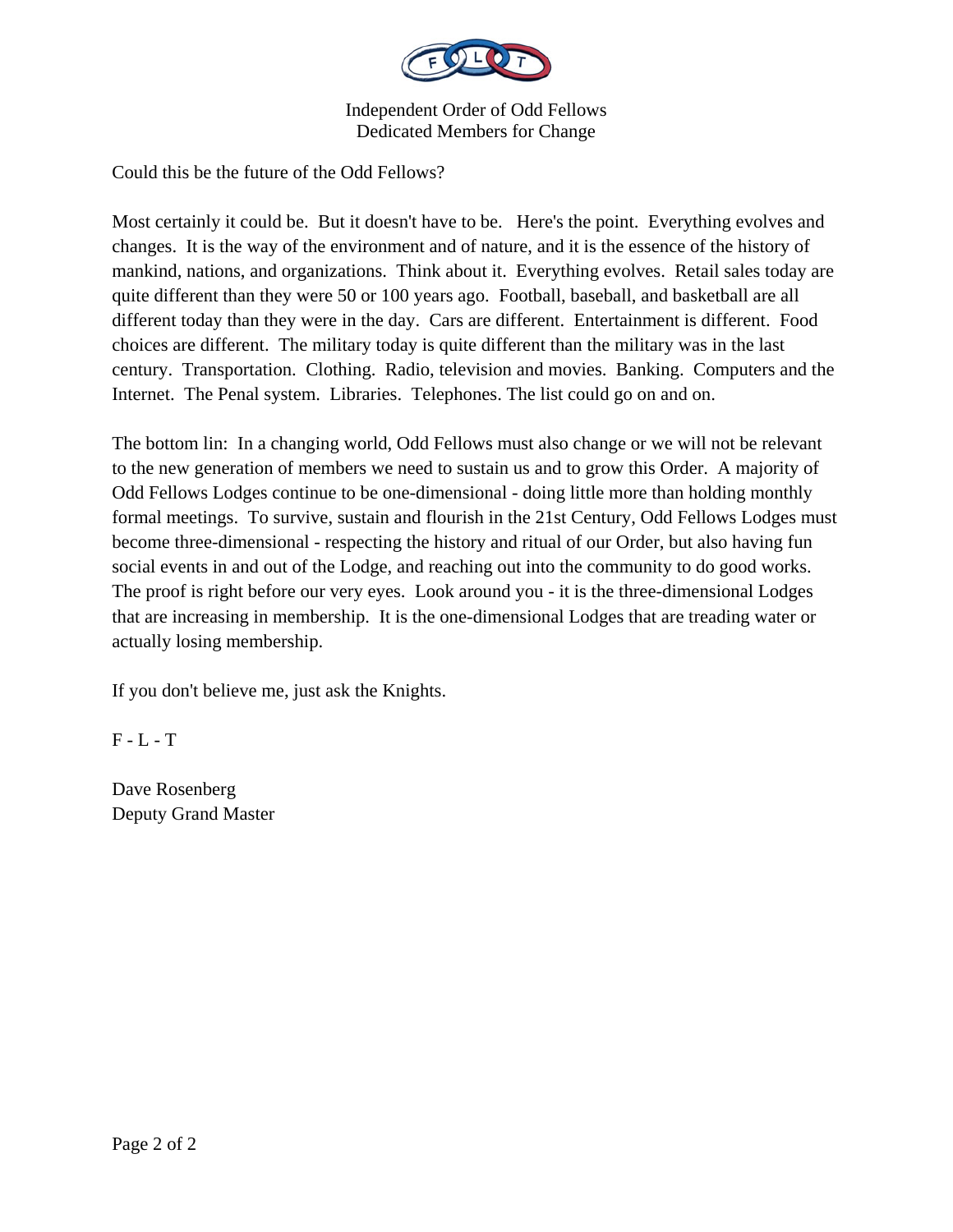Independent Order of Odd Fellows
Dedicated Members for Change

Could this be the future of the Odd Fellows?

Most certainly it could be. But it doesn't have to be. Here's the point. Everything evolves and changes. It is the way of the environment and of nature, and it is the essence of the history of mankind, nations, and organizations. Think about it. Everything evolves. Retail sales today are quite different than they were 50 or 100 years ago. Football, baseball, and basketball are all different today than they were in the day. Cars are different. Entertainment is different. Food choices are different. The military today is quite different than the military was in the last century. Transportation. Clothing. Radio, television and movies. Banking. Computers and the Internet. The Penal system. Libraries. Telephones. The list could go on and on.

The bottom lin: In a changing world, Odd Fellows must also change or we will not be relevant to the new generation of members we need to sustain us and to grow this Order. A majority of Odd Fellows Lodges continue to be one-dimensional - doing little more than holding monthly formal meetings. To survive, sustain and flourish in the 21st Century, Odd Fellows Lodges must become three-dimensional - respecting the history and ritual of our Order, but also having fun social events in and out of the Lodge, and reaching out into the community to do good works. The proof is right before our very eyes. Look around you - it is the three-dimensional Lodges that are increasing in membership. It is the one-dimensional Lodges that are treading water or actually losing membership.

If you don't believe me, just ask the Knights.

F - L - T

Dave Rosenberg
Deputy Grand Master